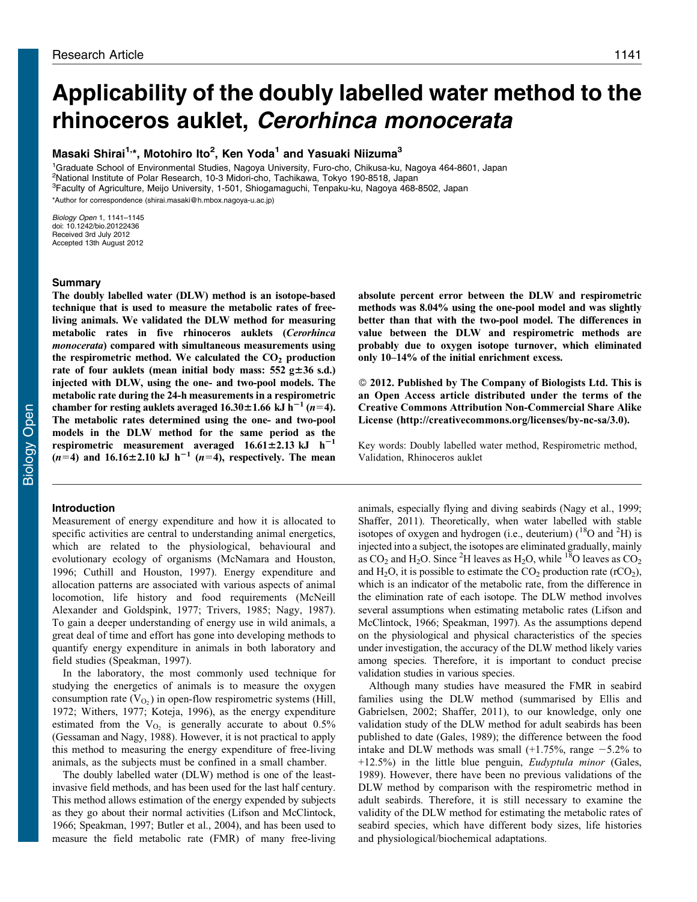Research Article

# Applicability of the doubly labelled water method to the rhinoceros auklet, *Cerorhinca monocerata*

**Masaki Shirai[1,*], Motohiro Ito[2], Ken Yoda[1] and Yasuaki Niizuma[3]**

[1]Graduate School of Environmental Studies, Nagoya University, Furo-cho, Chikusa-ku, Nagoya 464-8601, Japan
[2]National Institute of Polar Research, 10-3 Midori-cho, Tachikawa, Tokyo 190-8518, Japan
[3]Faculty of Agriculture, Meijo University, 1-501, Shiogamaguchi, Tenpaku-ku, Nagoya 468-8502, Japan
*Author for correspondence (shirai.masaki@h.mbox.nagoya-u.ac.jp)

*Biology Open* 1, 1141–1145
doi: 10.1242/bio.20122436
Received 3rd July 2012
Accepted 13th August 2012

## Summary

**The doubly labelled water (DLW) method is an isotope-based technique that is used to measure the metabolic rates of free-living animals. We validated the DLW method for measuring metabolic rates in five rhinoceros auklets (*Cerorhinca monocerata*) compared with simultaneous measurements using the respirometric method. We calculated the $CO_2$ production rate of four auklets (mean initial body mass: 552 g±36 s.d.) injected with DLW, using the one- and two-pool models. The metabolic rate during the 24-h measurements in a respirometric chamber for resting auklets averaged 16.30±1.66 kJ $h^{-1}$ ($n$=4). The metabolic rates determined using the one- and two-pool models in the DLW method for the same period as the respirometric measurement averaged 16.61±2.13 kJ $h^{-1}$ ($n$=4) and 16.16±2.10 kJ $h^{-1}$ ($n$=4), respectively. The mean absolute percent error between the DLW and respirometric methods was 8.04% using the one-pool model and was slightly better than that with the two-pool model. The differences in value between the DLW and respirometric methods are probably due to oxygen isotope turnover, which eliminated only 10–14% of the initial enrichment excess.**

**© 2012. Published by The Company of Biologists Ltd. This is an Open Access article distributed under the terms of the Creative Commons Attribution Non-Commercial Share Alike License (http://creativecommons.org/licenses/by-nc-sa/3.0).**

Key words: Doubly labelled water method, Respirometric method, Validation, Rhinoceros auklet

## Introduction

Measurement of energy expenditure and how it is allocated to specific activities are central to understanding animal energetics, which are related to the physiological, behavioural and evolutionary ecology of organisms (McNamara and Houston, 1996; Cuthill and Houston, 1997). Energy expenditure and allocation patterns are associated with various aspects of animal locomotion, life history and food requirements (McNeill Alexander and Goldspink, 1977; Trivers, 1985; Nagy, 1987). To gain a deeper understanding of energy use in wild animals, a great deal of time and effort has gone into developing methods to quantify energy expenditure in animals in both laboratory and field studies (Speakman, 1997).

In the laboratory, the most commonly used technique for studying the energetics of animals is to measure the oxygen consumption rate ($V_{O_2}$) in open-flow respirometric systems (Hill, 1972; Withers, 1977; Koteja, 1996), as the energy expenditure estimated from the $V_{O_2}$ is generally accurate to about 0.5% (Gessaman and Nagy, 1988). However, it is not practical to apply this method to measuring the energy expenditure of free-living animals, as the subjects must be confined in a small chamber.

The doubly labelled water (DLW) method is one of the least-invasive field methods, and has been used for the last half century. This method allows estimation of the energy expended by subjects as they go about their normal activities (Lifson and McClintock, 1966; Speakman, 1997; Butler et al., 2004), and has been used to measure the field metabolic rate (FMR) of many free-living animals, especially flying and diving seabirds (Nagy et al., 1999; Shaffer, 2011). Theoretically, when water labelled with stable isotopes of oxygen and hydrogen (i.e., deuterium) ($^{18}O$ and $^{2}H$) is injected into a subject, the isotopes are eliminated gradually, mainly as $CO_2$ and $H_2O$. Since $^{2}H$ leaves as $H_2O$, while $^{18}O$ leaves as $CO_2$ and $H_2O$, it is possible to estimate the $CO_2$ production rate ($rCO_2$), which is an indicator of the metabolic rate, from the difference in the elimination rate of each isotope. The DLW method involves several assumptions when estimating metabolic rates (Lifson and McClintock, 1966; Speakman, 1997). As the assumptions depend on the physiological and physical characteristics of the species under investigation, the accuracy of the DLW method likely varies among species. Therefore, it is important to conduct precise validation studies in various species.

Although many studies have measured the FMR in seabird families using the DLW method (summarised by Ellis and Gabrielsen, 2002; Shaffer, 2011), to our knowledge, only one validation study of the DLW method for adult seabirds has been published to date (Gales, 1989); the difference between the food intake and DLW methods was small (+1.75%, range −5.2% to +12.5%) in the little blue penguin, *Eudyptula minor* (Gales, 1989). However, there have been no previous validations of the DLW method by comparison with the respirometric method in adult seabirds. Therefore, it is still necessary to examine the validity of the DLW method for estimating the metabolic rates of seabird species, which have different body sizes, life histories and physiological/biochemical adaptations.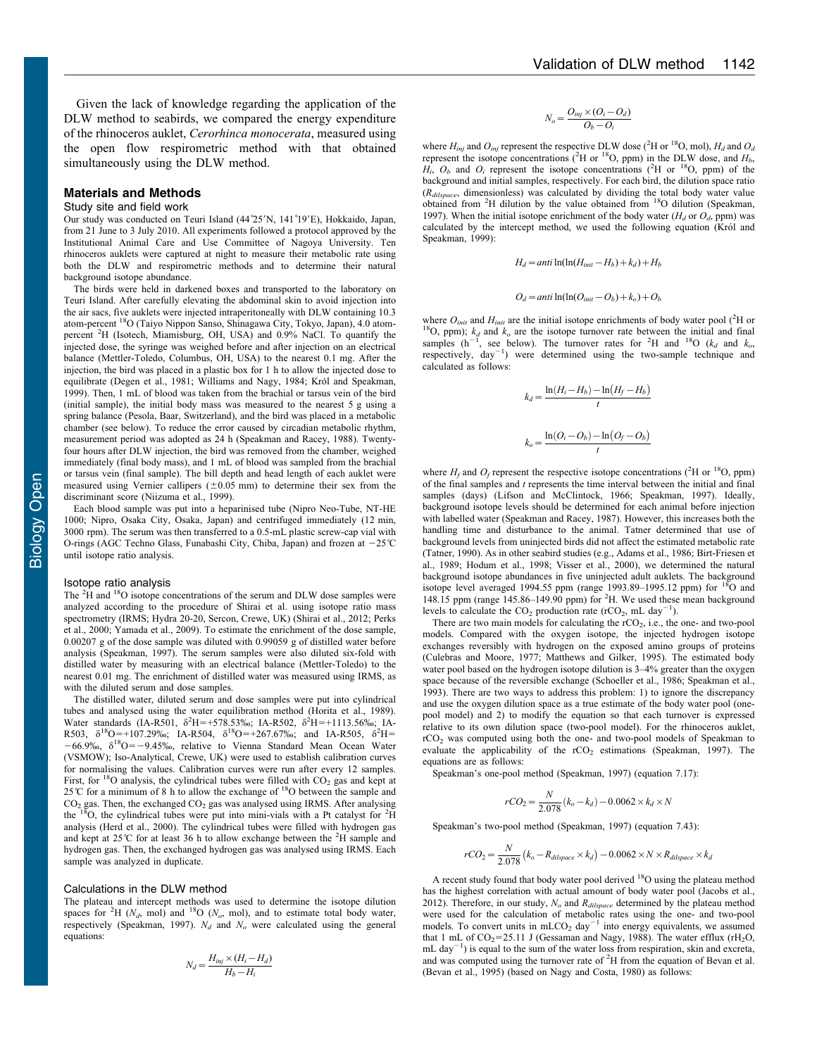Given the lack of knowledge regarding the application of the DLW method to seabirds, we compared the energy expenditure of the rhinoceros auklet, *Cerorhinca monocerata*, measured using the open flow respirometric method with that obtained simultaneously using the DLW method.

## Materials and Methods

### Study site and field work

Our study was conducted on Teuri Island (44°25′N, 141°19′E), Hokkaido, Japan, from 21 June to 3 July 2010. All experiments followed a protocol approved by the Institutional Animal Care and Use Committee of Nagoya University. Ten rhinoceros auklets were captured at night to measure their metabolic rate using both the DLW and respirometric methods and to determine their natural background isotope abundance.

The birds were held in darkened boxes and transported to the laboratory on Teuri Island. After carefully elevating the abdominal skin to avoid injection into the air sacs, five auklets were injected intraperitoneally with DLW containing 10.3 atom-percent $^{18}O$ (Taiyo Nippon Sanso, Shinagawa City, Tokyo, Japan), 4.0 atom-percent $^{2}H$ (Isotech, Miamisburg, OH, USA) and 0.9% NaCl. To quantify the injected dose, the syringe was weighed before and after injection on an electrical balance (Mettler-Toledo, Columbus, OH, USA) to the nearest 0.1 mg. After the injection, the bird was placed in a plastic box for 1 h to allow the injected dose to equilibrate (Degen et al., 1981; Williams and Nagy, 1984; Król and Speakman, 1999). Then, 1 mL of blood was taken from the brachial or tarsus vein of the bird (initial sample), the initial body mass was measured to the nearest 5 g using a spring balance (Pesola, Baar, Switzerland), and the bird was placed in a metabolic chamber (see below). To reduce the error caused by circadian metabolic rhythm, measurement period was adopted as 24 h (Speakman and Racey, 1988). Twenty-four hours after DLW injection, the bird was removed from the chamber, weighed immediately (final body mass), and 1 mL of blood was sampled from the brachial or tarsus vein (final sample). The bill depth and head length of each auklet were measured using Vernier callipers (±0.05 mm) to determine their sex from the discriminant score (Niizuma et al., 1999).

Each blood sample was put into a heparinised tube (Nipro Neo-Tube, NT-HE 1000; Nipro, Osaka City, Osaka, Japan) and centrifuged immediately (12 min, 3000 rpm). The serum was then transferred to a 0.5-mL plastic screw-cap vial with O-rings (AGC Techno Glass, Funabashi City, Chiba, Japan) and frozen at −25°C until isotope ratio analysis.

### Isotope ratio analysis

The $^{2}H$ and $^{18}O$ isotope concentrations of the serum and DLW dose samples were analyzed according to the procedure of Shirai et al. using isotope ratio mass spectrometry (IRMS; Hydra 20-20, Sercon, Crewe, UK) (Shirai et al., 2012; Perks et al., 2000; Yamada et al., 2009). To estimate the enrichment of the dose sample, 0.00207 g of the dose sample was diluted with 0.99059 g of distilled water before analysis (Speakman, 1997). The serum samples were also diluted six-fold with distilled water by measuring with an electrical balance (Mettler-Toledo) to the nearest 0.01 mg. The enrichment of distilled water was measured using IRMS, as with the diluted serum and dose samples.

The distilled water, diluted serum and dose samples were put into cylindrical tubes and analysed using the water equilibration method (Horita et al., 1989). Water standards (IA-R501, $\delta^{2}H$=+578.53‰; IA-R502, $\delta^{2}H$=+1113.56‰; IA-R503, $\delta^{18}O$=+107.29‰; IA-R504, $\delta^{18}O$=+267.67‰; and IA-R505, $\delta^{2}H$= −66.9‰, $\delta^{18}O$=−9.45‰, relative to Vienna Standard Mean Ocean Water (VSMOW); Iso-Analytical, Crewe, UK) were used to establish calibration curves for normalising the values. Calibration curves were run after every 12 samples. First, for $^{18}O$ analysis, the cylindrical tubes were filled with $CO_2$ gas and kept at 25°C for a minimum of 8 h to allow the exchange of $^{18}O$ between the sample and $CO_2$ gas. Then, the exchanged $CO_2$ gas was analysed using IRMS. After analysing the $^{18}O$, the cylindrical tubes were put into mini-vials with a Pt catalyst for $^{2}H$ analysis (Herd et al., 2000). The cylindrical tubes were filled with hydrogen gas and kept at 25°C for at least 36 h to allow exchange between the $^{2}H$ sample and hydrogen gas. Then, the exchanged hydrogen gas was analysed using IRMS. Each sample was analyzed in duplicate.

### Calculations in the DLW method

The plateau and intercept methods was used to determine the isotope dilution spaces for $^{2}H$ ($N_d$, mol) and $^{18}O$ ($N_o$, mol), and to estimate total body water, respectively (Speakman, 1997). $N_d$ and $N_o$ were calculated using the general equations:

$$N_d = \frac{H_{inj} \times (H_i - H_d)}{H_b - H_i}$$

$$N_o = \frac{O_{inj} \times (O_i - O_d)}{O_b - O_i}$$

where $H_{inj}$ and $O_{inj}$ represent the respective DLW dose ($^{2}H$ or $^{18}O$, mol), $H_d$ and $O_d$ represent the isotope concentrations ($^{2}H$ or $^{18}O$, ppm) in the DLW dose, and $H_b$, $H_i$, $O_b$ and $O_i$ represent the isotope concentrations ($^{2}H$ or $^{18}O$, ppm) of the background and initial samples, respectively. For each bird, the dilution space ratio ($R_{dilspace}$, dimensionless) was calculated by dividing the total body water value obtained from $^{2}H$ dilution by the value obtained from $^{18}O$ dilution (Speakman, 1997). When the initial isotope enrichment of the body water ($H_d$ or $O_d$, ppm) was calculated by the intercept method, we used the following equation (Król and Speakman, 1999):

$$H_d = anti\ln(\ln(H_{init} - H_b) + k_d) + H_b$$

$$O_d = anti\ln(\ln(O_{init} - O_b) + k_o) + O_b$$

where $O_{init}$ and $H_{init}$ are the initial isotope enrichments of body water pool ($^{2}H$ or $^{18}O$, ppm); $k_d$ and $k_o$ are the isotope turnover rate between the initial and final samples ($h^{-1}$, see below). The turnover rates for $^{2}H$ and $^{18}O$ ($k_d$ and $k_o$, respectively, $day^{-1}$) were determined using the two-sample technique and calculated as follows:

$$k_d = \frac{\ln(H_i - H_b) - \ln(H_f - H_b)}{t}$$

$$k_o = \frac{\ln(O_i - O_b) - \ln(O_f - O_b)}{t}$$

where $H_f$ and $O_f$ represent the respective isotope concentrations ($^{2}H$ or $^{18}O$, ppm) of the final samples and $t$ represents the time interval between the initial and final samples (days) (Lifson and McClintock, 1966; Speakman, 1997). Ideally, background isotope levels should be determined for each animal before injection with labelled water (Speakman and Racey, 1987). However, this increases both the handling time and disturbance to the animal. Tatner determined that use of background levels from uninjected birds did not affect the estimated metabolic rate (Tatner, 1990). As in other seabird studies (e.g., Adams et al., 1986; Birt-Friesen et al., 1989; Hodum et al., 1998; Visser et al., 2000), we determined the natural background isotope abundances in five uninjected adult auklets. The background isotope level averaged 1994.55 ppm (range 1993.89–1995.12 ppm) for $^{18}O$ and 148.15 ppm (range 145.86–149.90 ppm) for $^{2}H$. We used these mean background levels to calculate the $CO_2$ production rate ($rCO_2$, mL $day^{-1}$).

There are two main models for calculating the $rCO_2$, i.e., the one- and two-pool models. Compared with the oxygen isotope, the injected hydrogen isotope exchanges reversibly with hydrogen on the exposed amino groups of proteins (Culebras and Moore, 1977; Matthews and Gilker, 1995). The estimated body water pool based on the hydrogen isotope dilution is 3–4% greater than the oxygen space because of the reversible exchange (Schoeller et al., 1986; Speakman et al., 1993). There are two ways to address this problem: 1) to ignore the discrepancy and use the oxygen dilution space as a true estimate of the body water pool (one-pool model) and 2) to modify the equation so that each turnover is expressed relative to its own dilution space (two-pool model). For the rhinoceros auklet, $rCO_2$ was computed using both the one- and two-pool models of Speakman to evaluate the applicability of the $rCO_2$ estimations (Speakman, 1997). The equations are as follows:

Speakman's one-pool method (Speakman, 1997) (equation 7.17):

$$rCO_2 = \frac{N}{2.078}(k_o - k_d) - 0.0062 \times k_d \times N$$

Speakman's two-pool method (Speakman, 1997) (equation 7.43):

$$rCO_2 = \frac{N}{2.078}(k_o - R_{dilspace} \times k_d) - 0.0062 \times N \times R_{dilspace} \times k_d$$

A recent study found that body water pool derived $^{18}O$ using the plateau method has the highest correlation with actual amount of body water pool (Jacobs et al., 2012). Therefore, in our study, $N_o$ and $R_{dilspace}$ determined by the plateau method were used for the calculation of metabolic rates using the one- and two-pool models. To convert units in $mLCO_2$ $day^{-1}$ into energy equivalents, we assumed that 1 mL of $CO_2$=25.11 J (Gessaman and Nagy, 1988). The water efflux ($rH_2O$, mL $day^{-1}$) is equal to the sum of the water loss from respiration, skin and excreta, and was computed using the turnover rate of $^{2}H$ from the equation of Bevan et al. (Bevan et al., 1995) (based on Nagy and Costa, 1980) as follows: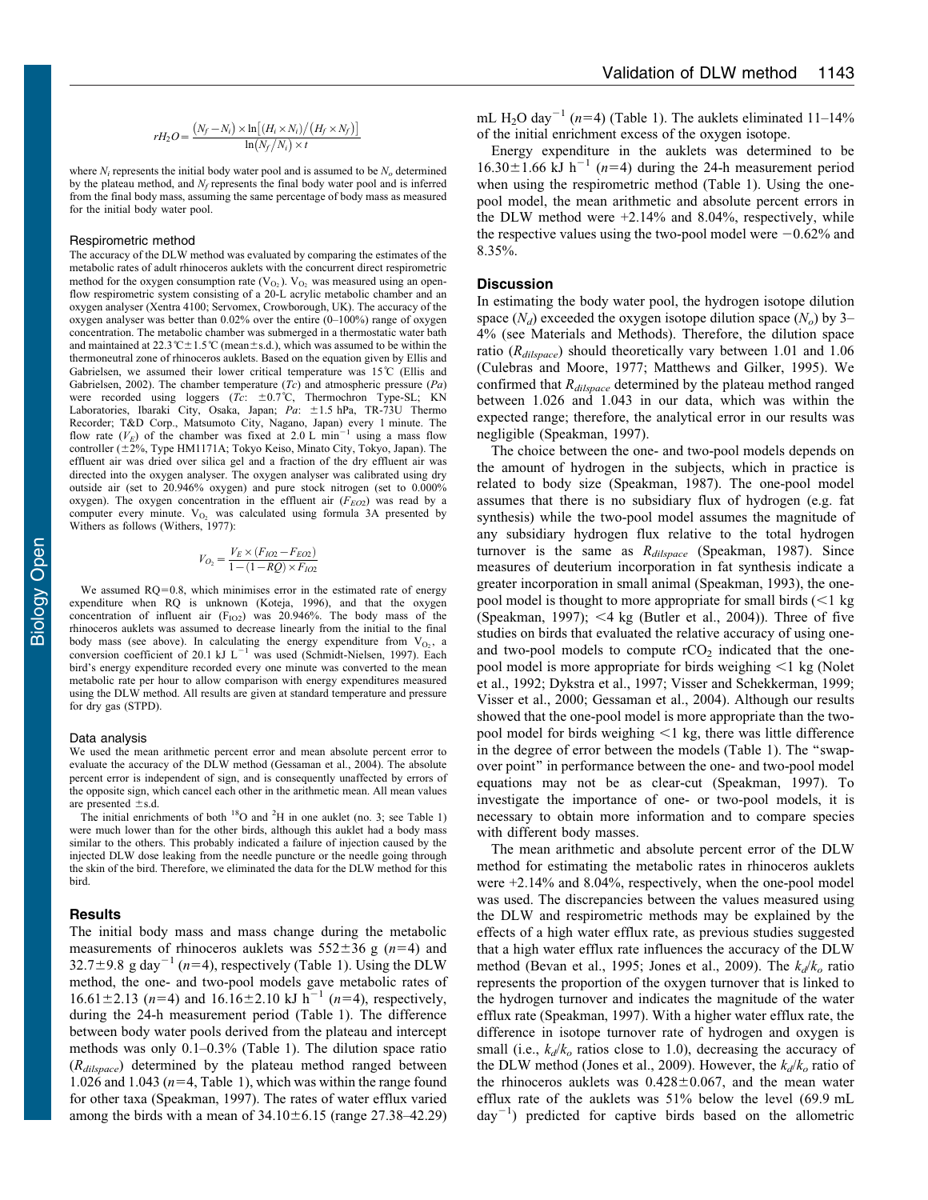$$rH_2O = \frac{(N_f - N_i) \times \ln[(H_i \times N_i)/(H_f \times N_f)]}{\ln(N_f/N_i) \times t}$$

where $N_i$ represents the initial body water pool and is assumed to be $N_o$ determined by the plateau method, and $N_f$ represents the final body water pool and is inferred from the final body mass, assuming the same percentage of body mass as measured for the initial body water pool.

### Respirometric method

The accuracy of the DLW method was evaluated by comparing the estimates of the metabolic rates of adult rhinoceros auklets with the concurrent direct respirometric method for the oxygen consumption rate ($V_{O_2}$). $V_{O_2}$ was measured using an open-flow respirometric system consisting of a 20-L acrylic metabolic chamber and an oxygen analyser (Xentra 4100; Servomex, Crowborough, UK). The accuracy of the oxygen analyser was better than 0.02% over the entire (0–100%) range of oxygen concentration. The metabolic chamber was submerged in a thermostatic water bath and maintained at 22.3°C±1.5°C (mean±s.d.), which was assumed to be within the thermoneutral zone of rhinoceros auklets. Based on the equation given by Ellis and Gabrielsen, we assumed their lower critical temperature was 15°C (Ellis and Gabrielsen, 2002). The chamber temperature ($Tc$) and atmospheric pressure ($Pa$) were recorded using loggers ($Tc$: ±0.7°C, Thermochron Type-SL; KN Laboratories, Ibaraki City, Osaka, Japan; $Pa$: ±1.5 hPa, TR-73U Thermo Recorder; T&D Corp., Matsumoto City, Nagano, Japan) every 1 minute. The flow rate ($V_E$) of the chamber was fixed at 2.0 L min$^{-1}$ using a mass flow controller (±2%, Type HM1171A; Tokyo Keiso, Minato City, Tokyo, Japan). The effluent air was dried over silica gel and a fraction of the dry effluent air was directed into the oxygen analyser. The oxygen analyser was calibrated using dry outside air (set to 20.946% oxygen) and pure stock nitrogen (set to 0.000% oxygen). The oxygen concentration in the effluent air ($F_{EO2}$) was read by a computer every minute. $V_{O_2}$ was calculated using formula 3A presented by Withers as follows (Withers, 1977):

$$V_{O_2} = \frac{V_E \times (F_{IO2} - F_{EO2})}{1 - (1 - RQ) \times F_{IO2}}$$

We assumed RQ=0.8, which minimises error in the estimated rate of energy expenditure when RQ is unknown (Koteja, 1996), and that the oxygen concentration of influent air ($F_{IO2}$) was 20.946%. The body mass of the rhinoceros auklets was assumed to decrease linearly from the initial to the final body mass (see above). In calculating the energy expenditure from $V_{O_2}$, a conversion coefficient of 20.1 kJ L$^{-1}$ was used (Schmidt-Nielsen, 1997). Each bird's energy expenditure recorded every one minute was converted to the mean metabolic rate per hour to allow comparison with energy expenditures measured using the DLW method. All results are given at standard temperature and pressure for dry gas (STPD).

### Data analysis

We used the mean arithmetic percent error and mean absolute percent error to evaluate the accuracy of the DLW method (Gessaman et al., 2004). The absolute percent error is independent of sign, and is consequently unaffected by errors of the opposite sign, which cancel each other in the arithmetic mean. All mean values are presented ±s.d.

The initial enrichments of both $^{18}O$ and $^{2}H$ in one auklet (no. 3; see Table 1) were much lower than for the other birds, although this auklet had a body mass similar to the others. This probably indicated a failure of injection caused by the injected DLW dose leaking from the needle puncture or the needle going through the skin of the bird. Therefore, we eliminated the data for the DLW method for this bird.

## Results

The initial body mass and mass change during the metabolic measurements of rhinoceros auklets was 552±36 g ($n$=4) and 32.7±9.8 g day$^{-1}$ ($n$=4), respectively (Table 1). Using the DLW method, the one- and two-pool models gave metabolic rates of 16.61±2.13 ($n$=4) and 16.16±2.10 kJ h$^{-1}$ ($n$=4), respectively, during the 24-h measurement period (Table 1). The difference between body water pools derived from the plateau and intercept methods was only 0.1–0.3% (Table 1). The dilution space ratio ($R_{dilspace}$) determined by the plateau method ranged between 1.026 and 1.043 ($n$=4, Table 1), which was within the range found for other taxa (Speakman, 1997). The rates of water efflux varied among the birds with a mean of 34.10±6.15 (range 27.38–42.29) mL $H_2O$ day$^{-1}$ ($n$=4) (Table 1). The auklets eliminated 11–14% of the initial enrichment excess of the oxygen isotope.

Energy expenditure in the auklets was determined to be 16.30±1.66 kJ h$^{-1}$ ($n$=4) during the 24-h measurement period when using the respirometric method (Table 1). Using the one-pool model, the mean arithmetic and absolute percent errors in the DLW method were +2.14% and 8.04%, respectively, while the respective values using the two-pool model were −0.62% and 8.35%.

## Discussion

In estimating the body water pool, the hydrogen isotope dilution space ($N_d$) exceeded the oxygen isotope dilution space ($N_o$) by 3–4% (see Materials and Methods). Therefore, the dilution space ratio ($R_{dilspace}$) should theoretically vary between 1.01 and 1.06 (Culebras and Moore, 1977; Matthews and Gilker, 1995). We confirmed that $R_{dilspace}$ determined by the plateau method ranged between 1.026 and 1.043 in our data, which was within the expected range; therefore, the analytical error in our results was negligible (Speakman, 1997).

The choice between the one- and two-pool models depends on the amount of hydrogen in the subjects, which in practice is related to body size (Speakman, 1987). The one-pool model assumes that there is no subsidiary flux of hydrogen (e.g. fat synthesis) while the two-pool model assumes the magnitude of any subsidiary hydrogen flux relative to the total hydrogen turnover is the same as $R_{dilspace}$ (Speakman, 1987). Since measures of deuterium incorporation in fat synthesis indicate a greater incorporation in small animal (Speakman, 1993), the one-pool model is thought to more appropriate for small birds (<1 kg (Speakman, 1997); <4 kg (Butler et al., 2004)). Three of five studies on birds that evaluated the relative accuracy of using one- and two-pool models to compute $rCO_2$ indicated that the one-pool model is more appropriate for birds weighing <1 kg (Nolet et al., 1992; Dykstra et al., 1997; Visser and Schekkerman, 1999; Visser et al., 2000; Gessaman et al., 2004). Although our results showed that the one-pool model is more appropriate than the two-pool model for birds weighing <1 kg, there was little difference in the degree of error between the models (Table 1). The "swap-over point" in performance between the one- and two-pool model equations may not be as clear-cut (Speakman, 1997). To investigate the importance of one- or two-pool models, it is necessary to obtain more information and to compare species with different body masses.

The mean arithmetic and absolute percent error of the DLW method for estimating the metabolic rates in rhinoceros auklets were +2.14% and 8.04%, respectively, when the one-pool model was used. The discrepancies between the values measured using the DLW and respirometric methods may be explained by the effects of a high water efflux rate, as previous studies suggested that a high water efflux rate influences the accuracy of the DLW method (Bevan et al., 1995; Jones et al., 2009). The $k_d/k_o$ ratio represents the proportion of the oxygen turnover that is linked to the hydrogen turnover and indicates the magnitude of the water efflux rate (Speakman, 1997). With a higher water efflux rate, the difference in isotope turnover rate of hydrogen and oxygen is small (i.e., $k_d/k_o$ ratios close to 1.0), decreasing the accuracy of the DLW method (Jones et al., 2009). However, the $k_d/k_o$ ratio of the rhinoceros auklets was 0.428±0.067, and the mean water efflux rate of the auklets was 51% below the level (69.9 mL day$^{-1}$) predicted for captive birds based on the allometric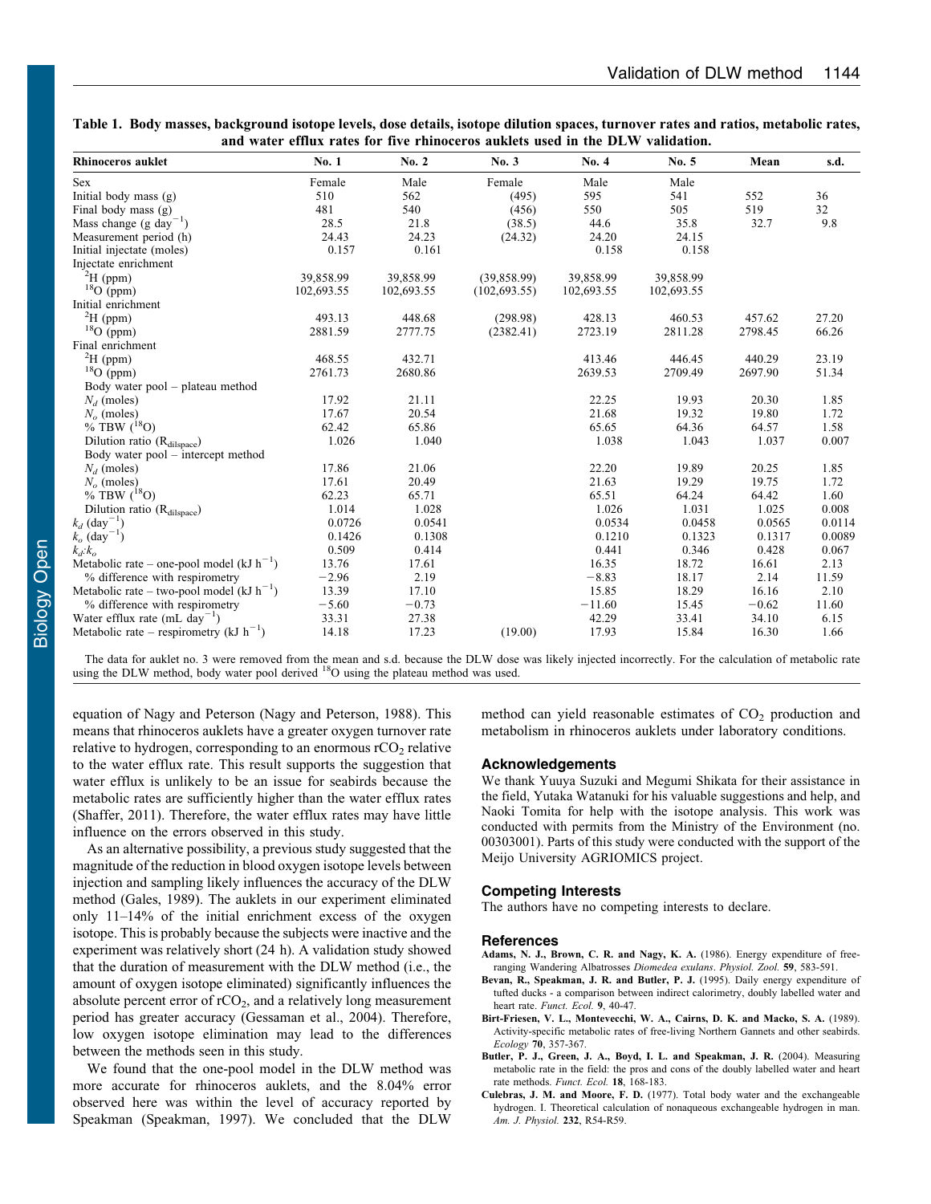**Table 1. Body masses, background isotope levels, dose details, isotope dilution spaces, turnover rates and ratios, metabolic rates, and water efflux rates for five rhinoceros auklets used in the DLW validation.**

| Rhinoceros auklet | No. 1 | No. 2 | No. 3 | No. 4 | No. 5 | Mean | s.d. |
|---|---|---|---|---|---|---|---|
| Sex | Female | Male | Female | Male | Male | | |
| Initial body mass (g) | 510 | 562 | (495) | 595 | 541 | 552 | 36 |
| Final body mass (g) | 481 | 540 | (456) | 550 | 505 | 519 | 32 |
| Mass change (g $day^{-1}$) | 28.5 | 21.8 | (38.5) | 44.6 | 35.8 | 32.7 | 9.8 |
| Measurement period (h) | 24.43 | 24.23 | (24.32) | 24.20 | 24.15 | | |
| Initial injectate (moles) | 0.157 | 0.161 | | 0.158 | 0.158 | | |
| Injectate enrichment | | | | | | | |
| $^{2}H$ (ppm) | 39,858.99 | 39,858.99 | (39,858.99) | 39,858.99 | 39,858.99 | | |
| $^{18}O$ (ppm) | 102,693.55 | 102,693.55 | (102,693.55) | 102,693.55 | 102,693.55 | | |
| Initial enrichment | | | | | | | |
| $^{2}H$ (ppm) | 493.13 | 448.68 | (298.98) | 428.13 | 460.53 | 457.62 | 27.20 |
| $^{18}O$ (ppm) | 2881.59 | 2777.75 | (2382.41) | 2723.19 | 2811.28 | 2798.45 | 66.26 |
| Final enrichment | | | | | | | |
| $^{2}H$ (ppm) | 468.55 | 432.71 | | 413.46 | 446.45 | 440.29 | 23.19 |
| $^{18}O$ (ppm) | 2761.73 | 2680.86 | | 2639.53 | 2709.49 | 2697.90 | 51.34 |
| Body water pool – plateau method | | | | | | | |
| $N_d$ (moles) | 17.92 | 21.11 | | 22.25 | 19.93 | 20.30 | 1.85 |
| $N_o$ (moles) | 17.67 | 20.54 | | 21.68 | 19.32 | 19.80 | 1.72 |
| % TBW ($^{18}O$) | 62.42 | 65.86 | | 65.65 | 64.36 | 64.57 | 1.58 |
| Dilution ratio ($R_{dilspace}$) | 1.026 | 1.040 | | 1.038 | 1.043 | 1.037 | 0.007 |
| Body water pool – intercept method | | | | | | | |
| $N_d$ (moles) | 17.86 | 21.06 | | 22.20 | 19.89 | 20.25 | 1.85 |
| $N_o$ (moles) | 17.61 | 20.49 | | 21.63 | 19.29 | 19.75 | 1.72 |
| % TBW ($^{18}O$) | 62.23 | 65.71 | | 65.51 | 64.24 | 64.42 | 1.60 |
| Dilution ratio ($R_{dilspace}$) | 1.014 | 1.028 | | 1.026 | 1.031 | 1.025 | 0.008 |
| $k_d$ ($day^{-1}$) | 0.0726 | 0.0541 | | 0.0534 | 0.0458 | 0.0565 | 0.0114 |
| $k_o$ ($day^{-1}$) | 0.1426 | 0.1308 | | 0.1210 | 0.1323 | 0.1317 | 0.0089 |
| $k_d$:$k_o$ | 0.509 | 0.414 | | 0.441 | 0.346 | 0.428 | 0.067 |
| Metabolic rate – one-pool model (kJ $h^{-1}$) | 13.76 | 17.61 | | 16.35 | 18.72 | 16.61 | 2.13 |
| % difference with respirometry | −2.96 | 2.19 | | −8.83 | 18.17 | 2.14 | 11.59 |
| Metabolic rate – two-pool model (kJ $h^{-1}$) | 13.39 | 17.10 | | 15.85 | 18.29 | 16.16 | 2.10 |
| % difference with respirometry | −5.60 | −0.73 | | −11.60 | 15.45 | −0.62 | 11.60 |
| Water efflux rate (mL $day^{-1}$) | 33.31 | 27.38 | | 42.29 | 33.41 | 34.10 | 6.15 |
| Metabolic rate – respirometry (kJ $h^{-1}$) | 14.18 | 17.23 | (19.00) | 17.93 | 15.84 | 16.30 | 1.66 |

The data for auklet no. 3 were removed from the mean and s.d. because the DLW dose was likely injected incorrectly. For the calculation of metabolic rate using the DLW method, body water pool derived $^{18}O$ using the plateau method was used.

equation of Nagy and Peterson (Nagy and Peterson, 1988). This means that rhinoceros auklets have a greater oxygen turnover rate relative to hydrogen, corresponding to an enormous $rCO_2$ relative to the water efflux rate. This result supports the suggestion that water efflux is unlikely to be an issue for seabirds because the metabolic rates are sufficiently higher than the water efflux rates (Shaffer, 2011). Therefore, the water efflux rates may have little influence on the errors observed in this study.

As an alternative possibility, a previous study suggested that the magnitude of the reduction in blood oxygen isotope levels between injection and sampling likely influences the accuracy of the DLW method (Gales, 1989). The auklets in our experiment eliminated only 11–14% of the initial enrichment excess of the oxygen isotope. This is probably because the subjects were inactive and the experiment was relatively short (24 h). A validation study showed that the duration of measurement with the DLW method (i.e., the amount of oxygen isotope eliminated) significantly influences the absolute percent error of $rCO_2$, and a relatively long measurement period has greater accuracy (Gessaman et al., 2004). Therefore, low oxygen isotope elimination may lead to the differences between the methods seen in this study.

We found that the one-pool model in the DLW method was more accurate for rhinoceros auklets, and the 8.04% error observed here was within the level of accuracy reported by Speakman (Speakman, 1997). We concluded that the DLW method can yield reasonable estimates of $CO_2$ production and metabolism in rhinoceros auklets under laboratory conditions.

## Acknowledgements

We thank Yuuya Suzuki and Megumi Shikata for their assistance in the field, Yutaka Watanuki for his valuable suggestions and help, and Naoki Tomita for help with the isotope analysis. This work was conducted with permits from the Ministry of the Environment (no. 00303001). Parts of this study were conducted with the support of the Meijo University AGRIOMICS project.

## Competing Interests

The authors have no competing interests to declare.

## References

**Adams, N. J., Brown, C. R. and Nagy, K. A.** (1986). Energy expenditure of free-ranging Wandering Albatrosses *Diomedea exulans*. *Physiol. Zool.* **59**, 583-591.

**Bevan, R., Speakman, J. R. and Butler, P. J.** (1995). Daily energy expenditure of tufted ducks - a comparison between indirect calorimetry, doubly labelled water and heart rate. *Funct. Ecol.* **9**, 40-47.

**Birt-Friesen, V. L., Montevecchi, W. A., Cairns, D. K. and Macko, S. A.** (1989). Activity-specific metabolic rates of free-living Northern Gannets and other seabirds. *Ecology* **70**, 357-367.

**Butler, P. J., Green, J. A., Boyd, I. L. and Speakman, J. R.** (2004). Measuring metabolic rate in the field: the pros and cons of the doubly labelled water and heart rate methods. *Funct. Ecol.* **18**, 168-183.

**Culebras, J. M. and Moore, F. D.** (1977). Total body water and the exchangeable hydrogen. I. Theoretical calculation of nonaqueous exchangeable hydrogen in man. *Am. J. Physiol.* **232**, R54-R59.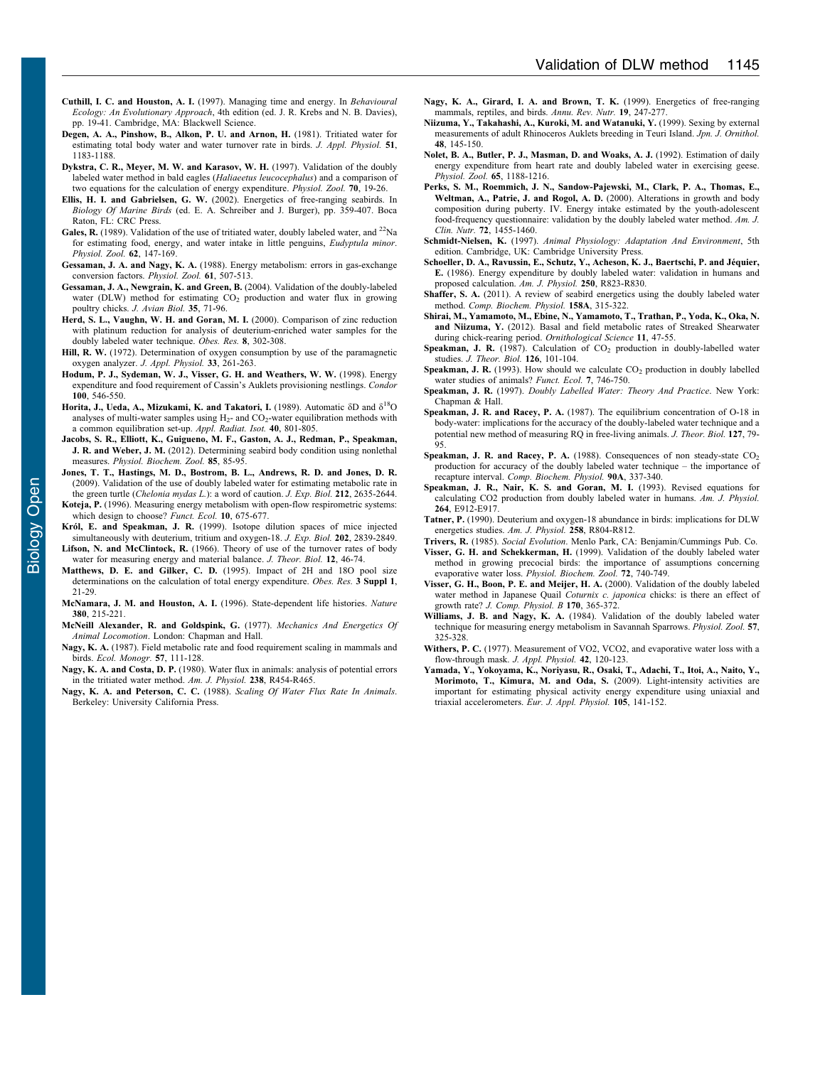**Cuthill, I. C. and Houston, A. I.** (1997). Managing time and energy. In *Behavioural Ecology: An Evolutionary Approach*, 4th edition (ed. J. R. Krebs and N. B. Davies), pp. 19-41. Cambridge, MA: Blackwell Science.

**Degen, A. A., Pinshow, B., Alkon, P. U. and Arnon, H.** (1981). Tritiated water for estimating total body water and water turnover rate in birds. *J. Appl. Physiol.* **51**, 1183-1188.

**Dykstra, C. R., Meyer, M. W. and Karasov, W. H.** (1997). Validation of the doubly labeled water method in bald eagles (*Haliaeetus leucocephalus*) and a comparison of two equations for the calculation of energy expenditure. *Physiol. Zool.* **70**, 19-26.

**Ellis, H. I. and Gabrielsen, G. W.** (2002). Energetics of free-ranging seabirds. In *Biology Of Marine Birds* (ed. E. A. Schreiber and J. Burger), pp. 359-407. Boca Raton, FL: CRC Press.

**Gales, R.** (1989). Validation of the use of tritiated water, doubly labeled water, and $^{22}$Na for estimating food, energy, and water intake in little penguins, *Eudyptula minor*. *Physiol. Zool.* **62**, 147-169.

**Gessaman, J. A. and Nagy, K. A.** (1988). Energy metabolism: errors in gas-exchange conversion factors. *Physiol. Zool.* **61**, 507-513.

**Gessaman, J. A., Newgrain, K. and Green, B.** (2004). Validation of the doubly-labeled water (DLW) method for estimating $CO_2$ production and water flux in growing poultry chicks. *J. Avian Biol.* **35**, 71-96.

**Herd, S. L., Vaughn, W. H. and Goran, M. I.** (2000). Comparison of zinc reduction with platinum reduction for analysis of deuterium-enriched water samples for the doubly labeled water technique. *Obes. Res.* **8**, 302-308.

**Hill, R. W.** (1972). Determination of oxygen consumption by use of the paramagnetic oxygen analyzer. *J. Appl. Physiol.* **33**, 261-263.

**Hodum, P. J., Sydeman, W. J., Visser, G. H. and Weathers, W. W.** (1998). Energy expenditure and food requirement of Cassin's Auklets provisioning nestlings. *Condor* **100**, 546-550.

**Horita, J., Ueda, A., Mizukami, K. and Takatori, I.** (1989). Automatic δD and $\delta^{18}$O analyses of multi-water samples using $H_2$- and $CO_2$-water equilibration methods with a common equilibration set-up. *Appl. Radiat. Isot.* **40**, 801-805.

**Jacobs, S. R., Elliott, K., Guigueno, M. F., Gaston, A. J., Redman, P., Speakman, J. R. and Weber, J. M.** (2012). Determining seabird body condition using nonlethal measures. *Physiol. Biochem. Zool.* **85**, 85-95.

**Jones, T. T., Hastings, M. D., Bostrom, B. L., Andrews, R. D. and Jones, D. R.** (2009). Validation of the use of doubly labeled water for estimating metabolic rate in the green turtle (*Chelonia mydas L.*): a word of caution. *J. Exp. Biol.* **212**, 2635-2644.

**Koteja, P.** (1996). Measuring energy metabolism with open-flow respirometric systems: which design to choose? *Funct. Ecol.* **10**, 675-677.

**Król, E. and Speakman, J. R.** (1999). Isotope dilution spaces of mice injected simultaneously with deuterium, tritium and oxygen-18. *J. Exp. Biol.* **202**, 2839-2849.

**Lifson, N. and McClintock, R.** (1966). Theory of use of the turnover rates of body water for measuring energy and material balance. *J. Theor. Biol.* **12**, 46-74.

**Matthews, D. E. and Gilker, C. D.** (1995). Impact of 2H and 18O pool size determinations on the calculation of total energy expenditure. *Obes. Res.* **3 Suppl 1**, 21-29.

**McNamara, J. M. and Houston, A. I.** (1996). State-dependent life histories. *Nature* **380**, 215-221.

**McNeill Alexander, R. and Goldspink, G.** (1977). *Mechanics And Energetics Of Animal Locomotion*. London: Chapman and Hall.

**Nagy, K. A.** (1987). Field metabolic rate and food requirement scaling in mammals and birds. *Ecol. Monogr.* **57**, 111-128.

**Nagy, K. A. and Costa, D. P.** (1980). Water flux in animals: analysis of potential errors in the tritiated water method. *Am. J. Physiol.* **238**, R454-R465.

**Nagy, K. A. and Peterson, C. C.** (1988). *Scaling Of Water Flux Rate In Animals*. Berkeley: University California Press.

**Nagy, K. A., Girard, I. A. and Brown, T. K.** (1999). Energetics of free-ranging mammals, reptiles, and birds. *Annu. Rev. Nutr.* **19**, 247-277.

**Niizuma, Y., Takahashi, A., Kuroki, M. and Watanuki, Y.** (1999). Sexing by external measurements of adult Rhinoceros Auklets breeding in Teuri Island. *Jpn. J. Ornithol.* **48**, 145-150.

**Nolet, B. A., Butler, P. J., Masman, D. and Woaks, A. J.** (1992). Estimation of daily energy expenditure from heart rate and doubly labeled water in exercising geese. *Physiol. Zool.* **65**, 1188-1216.

**Perks, S. M., Roemmich, J. N., Sandow-Pajewski, M., Clark, P. A., Thomas, E., Weltman, A., Patrie, J. and Rogol, A. D.** (2000). Alterations in growth and body composition during puberty. IV. Energy intake estimated by the youth-adolescent food-frequency questionnaire: validation by the doubly labeled water method. *Am. J. Clin. Nutr.* **72**, 1455-1460.

**Schmidt-Nielsen, K.** (1997). *Animal Physiology: Adaptation And Environment*, 5th edition. Cambridge, UK: Cambridge University Press.

**Schoeller, D. A., Ravussin, E., Schutz, Y., Acheson, K. J., Baertschi, P. and Jéquier, E.** (1986). Energy expenditure by doubly labeled water: validation in humans and proposed calculation. *Am. J. Physiol.* **250**, R823-R830.

**Shaffer, S. A.** (2011). A review of seabird energetics using the doubly labeled water method. *Comp. Biochem. Physiol.* **158A**, 315-322.

**Shirai, M., Yamamoto, M., Ebine, N., Yamamoto, T., Trathan, P., Yoda, K., Oka, N. and Niizuma, Y.** (2012). Basal and field metabolic rates of Streaked Shearwater during chick-rearing period. *Ornithological Science* **11**, 47-55.

**Speakman, J. R.** (1987). Calculation of $CO_2$ production in doubly-labelled water studies. *J. Theor. Biol.* **126**, 101-104.

**Speakman, J. R.** (1993). How should we calculate $CO_2$ production in doubly labelled water studies of animals? *Funct. Ecol.* **7**, 746-750.

**Speakman, J. R.** (1997). *Doubly Labelled Water: Theory And Practice*. New York: Chapman & Hall.

**Speakman, J. R. and Racey, P. A.** (1987). The equilibrium concentration of O-18 in body-water: implications for the accuracy of the doubly-labeled water technique and a potential new method of measuring RQ in free-living animals. *J. Theor. Biol.* **127**, 79-95.

**Speakman, J. R. and Racey, P. A.** (1988). Consequences of non steady-state $CO_2$ production for accuracy of the doubly labeled water technique – the importance of recapture interval. *Comp. Biochem. Physiol.* **90A**, 337-340.

**Speakman, J. R., Nair, K. S. and Goran, M. I.** (1993). Revised equations for calculating CO2 production from doubly labeled water in humans. *Am. J. Physiol.* **264**, E912-E917.

**Tatner, P.** (1990). Deuterium and oxygen-18 abundance in birds: implications for DLW energetics studies. *Am. J. Physiol.* **258**, R804-R812.

**Trivers, R.** (1985). *Social Evolution*. Menlo Park, CA: Benjamin/Cummings Pub. Co.

**Visser, G. H. and Schekkerman, H.** (1999). Validation of the doubly labeled water method in growing precocial birds: the importance of assumptions concerning evaporative water loss. *Physiol. Biochem. Zool.* **72**, 740-749.

**Visser, G. H., Boon, P. E. and Meijer, H. A.** (2000). Validation of the doubly labeled water method in Japanese Quail *Coturnix c. japonica* chicks: is there an effect of growth rate? *J. Comp. Physiol. B* **170**, 365-372.

**Williams, J. B. and Nagy, K. A.** (1984). Validation of the doubly labeled water technique for measuring energy metabolism in Savannah Sparrows. *Physiol. Zool.* **57**, 325-328.

**Withers, P. C.** (1977). Measurement of VO2, VCO2, and evaporative water loss with a flow-through mask. *J. Appl. Physiol.* **42**, 120-123.

**Yamada, Y., Yokoyama, K., Noriyasu, R., Osaki, T., Adachi, T., Itoi, A., Naito, Y., Morimoto, T., Kimura, M. and Oda, S.** (2009). Light-intensity activities are important for estimating physical activity energy expenditure using uniaxial and triaxial accelerometers. *Eur. J. Appl. Physiol.* **105**, 141-152.